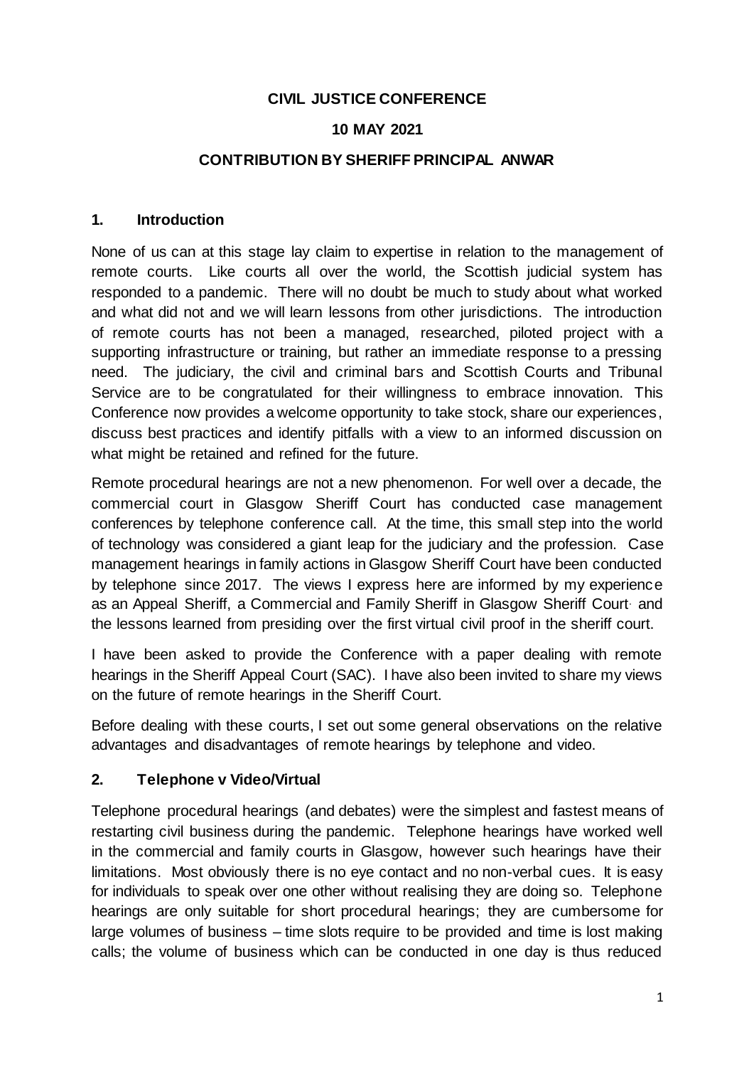**CIVIL JUSTICE CONFERENCE**

**10 MAY 2021**

**CONTRIBUTION BY SHERIFF PRINCIPAL ANWAR**

## 1. Introduction

None of us can at this stage lay claim to expertise in relation to the management of remote courts. Like courts all over the world, the Scottish judicial system has responded to a pandemic. There will no doubt be much to study about what worked and what did not and we will learn lessons from other jurisdictions. The introduction of remote courts has not been a managed, researched, piloted project with a supporting infrastructure or training, but rather an immediate response to a pressing need. The judiciary, the civil and criminal bars and Scottish Courts and Tribunal Service are to be congratulated for their willingness to embrace innovation. This Conference now provides a welcome opportunity to take stock, share our experiences, discuss best practices and identify pitfalls with a view to an informed discussion on what might be retained and refined for the future.

Remote procedural hearings are not a new phenomenon. For well over a decade, the commercial court in Glasgow Sheriff Court has conducted case management conferences by telephone conference call. At the time, this small step into the world of technology was considered a giant leap for the judiciary and the profession. Case management hearings in family actions in Glasgow Sheriff Court have been conducted by telephone since 2017. The views I express here are informed by my experience as an Appeal Sheriff, a Commercial and Family Sheriff in Glasgow Sheriff Court and the lessons learned from presiding over the first virtual civil proof in the sheriff court.

I have been asked to provide the Conference with a paper dealing with remote hearings in the Sheriff Appeal Court (SAC). I have also been invited to share my views on the future of remote hearings in the Sheriff Court.

Before dealing with these courts, I set out some general observations on the relative advantages and disadvantages of remote hearings by telephone and video.

## 2. Telephone v Video/Virtual

Telephone procedural hearings (and debates) were the simplest and fastest means of restarting civil business during the pandemic. Telephone hearings have worked well in the commercial and family courts in Glasgow, however such hearings have their limitations. Most obviously there is no eye contact and no non-verbal cues. It is easy for individuals to speak over one other without realising they are doing so. Telephone hearings are only suitable for short procedural hearings; they are cumbersome for large volumes of business – time slots require to be provided and time is lost making calls; the volume of business which can be conducted in one day is thus reduced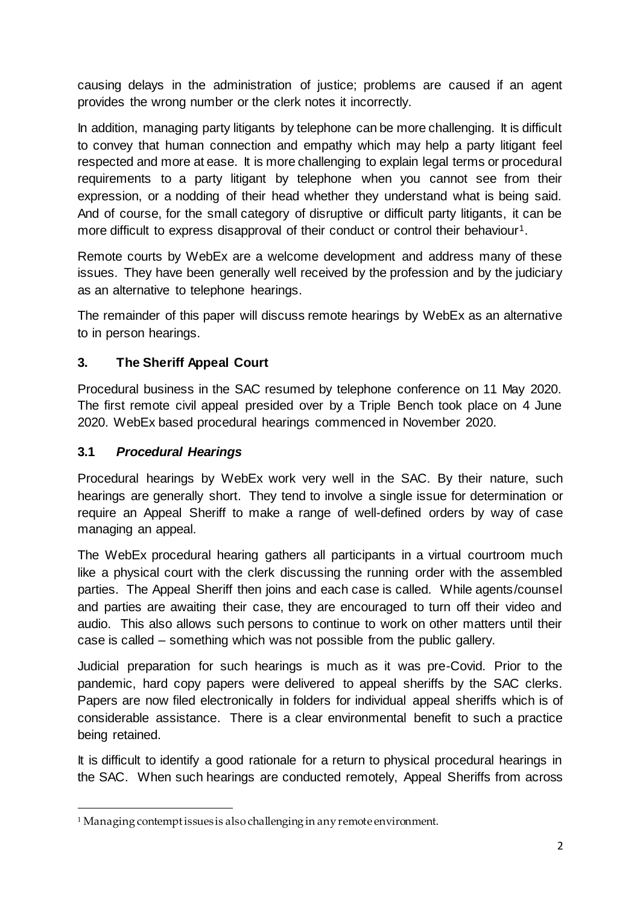causing delays in the administration of justice; problems are caused if an agent provides the wrong number or the clerk notes it incorrectly.

In addition, managing party litigants by telephone can be more challenging. It is difficult to convey that human connection and empathy which may help a party litigant feel respected and more at ease. It is more challenging to explain legal terms or procedural requirements to a party litigant by telephone when you cannot see from their expression, or a nodding of their head whether they understand what is being said. And of course, for the small category of disruptive or difficult party litigants, it can be more difficult to express disapproval of their conduct or control their behaviour[1].

Remote courts by WebEx are a welcome development and address many of these issues. They have been generally well received by the profession and by the judiciary as an alternative to telephone hearings.

The remainder of this paper will discuss remote hearings by WebEx as an alternative to in person hearings.

## 3. The Sheriff Appeal Court

Procedural business in the SAC resumed by telephone conference on 11 May 2020. The first remote civil appeal presided over by a Triple Bench took place on 4 June 2020. WebEx based procedural hearings commenced in November 2020.

### 3.1 *Procedural Hearings*

Procedural hearings by WebEx work very well in the SAC. By their nature, such hearings are generally short. They tend to involve a single issue for determination or require an Appeal Sheriff to make a range of well-defined orders by way of case managing an appeal.

The WebEx procedural hearing gathers all participants in a virtual courtroom much like a physical court with the clerk discussing the running order with the assembled parties. The Appeal Sheriff then joins and each case is called. While agents/counsel and parties are awaiting their case, they are encouraged to turn off their video and audio. This also allows such persons to continue to work on other matters until their case is called – something which was not possible from the public gallery.

Judicial preparation for such hearings is much as it was pre-Covid. Prior to the pandemic, hard copy papers were delivered to appeal sheriffs by the SAC clerks. Papers are now filed electronically in folders for individual appeal sheriffs which is of considerable assistance. There is a clear environmental benefit to such a practice being retained.

It is difficult to identify a good rationale for a return to physical procedural hearings in the SAC. When such hearings are conducted remotely, Appeal Sheriffs from across

---

[1] Managing contempt issues is also challenging in any remote environment.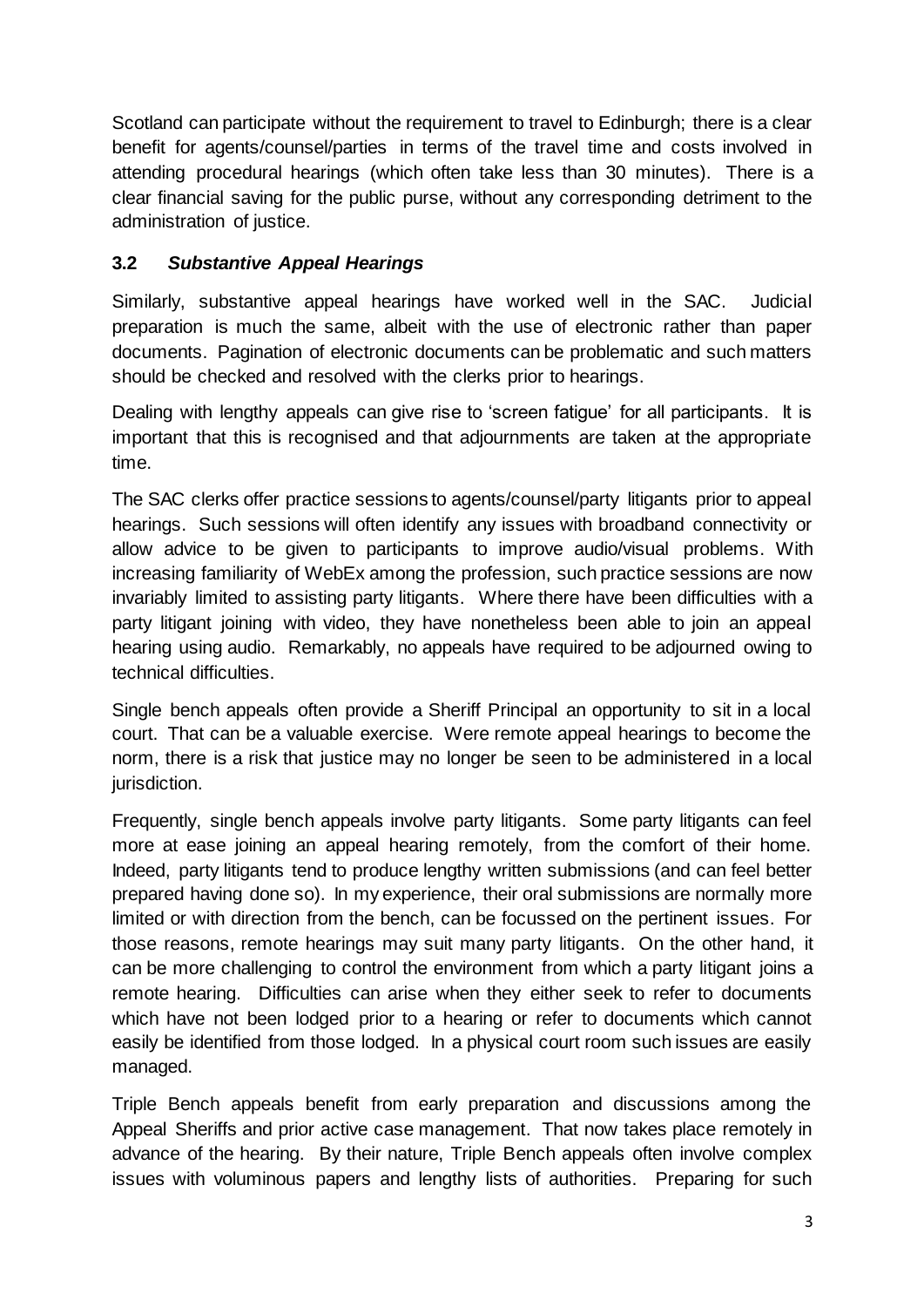Scotland can participate without the requirement to travel to Edinburgh; there is a clear benefit for agents/counsel/parties in terms of the travel time and costs involved in attending procedural hearings (which often take less than 30 minutes). There is a clear financial saving for the public purse, without any corresponding detriment to the administration of justice.

### 3.2 *Substantive Appeal Hearings*

Similarly, substantive appeal hearings have worked well in the SAC. Judicial preparation is much the same, albeit with the use of electronic rather than paper documents. Pagination of electronic documents can be problematic and such matters should be checked and resolved with the clerks prior to hearings.

Dealing with lengthy appeals can give rise to 'screen fatigue' for all participants. It is important that this is recognised and that adjournments are taken at the appropriate time.

The SAC clerks offer practice sessions to agents/counsel/party litigants prior to appeal hearings. Such sessions will often identify any issues with broadband connectivity or allow advice to be given to participants to improve audio/visual problems. With increasing familiarity of WebEx among the profession, such practice sessions are now invariably limited to assisting party litigants. Where there have been difficulties with a party litigant joining with video, they have nonetheless been able to join an appeal hearing using audio. Remarkably, no appeals have required to be adjourned owing to technical difficulties.

Single bench appeals often provide a Sheriff Principal an opportunity to sit in a local court. That can be a valuable exercise. Were remote appeal hearings to become the norm, there is a risk that justice may no longer be seen to be administered in a local jurisdiction.

Frequently, single bench appeals involve party litigants. Some party litigants can feel more at ease joining an appeal hearing remotely, from the comfort of their home. Indeed, party litigants tend to produce lengthy written submissions (and can feel better prepared having done so). In my experience, their oral submissions are normally more limited or with direction from the bench, can be focussed on the pertinent issues. For those reasons, remote hearings may suit many party litigants. On the other hand, it can be more challenging to control the environment from which a party litigant joins a remote hearing. Difficulties can arise when they either seek to refer to documents which have not been lodged prior to a hearing or refer to documents which cannot easily be identified from those lodged. In a physical court room such issues are easily managed.

Triple Bench appeals benefit from early preparation and discussions among the Appeal Sheriffs and prior active case management. That now takes place remotely in advance of the hearing. By their nature, Triple Bench appeals often involve complex issues with voluminous papers and lengthy lists of authorities. Preparing for such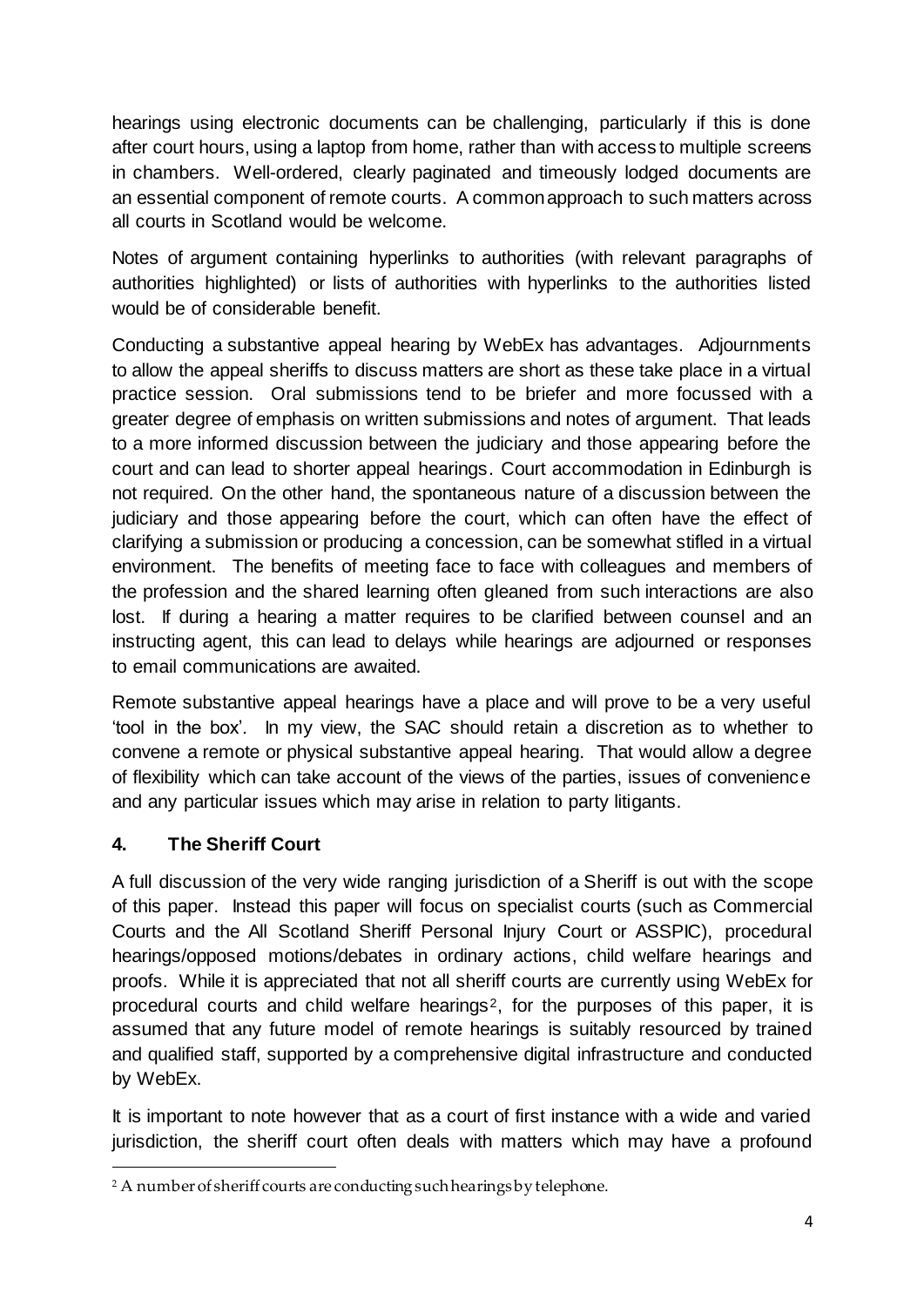hearings using electronic documents can be challenging, particularly if this is done after court hours, using a laptop from home, rather than with access to multiple screens in chambers. Well-ordered, clearly paginated and timeously lodged documents are an essential component of remote courts. A common approach to such matters across all courts in Scotland would be welcome.

Notes of argument containing hyperlinks to authorities (with relevant paragraphs of authorities highlighted) or lists of authorities with hyperlinks to the authorities listed would be of considerable benefit.

Conducting a substantive appeal hearing by WebEx has advantages. Adjournments to allow the appeal sheriffs to discuss matters are short as these take place in a virtual practice session. Oral submissions tend to be briefer and more focussed with a greater degree of emphasis on written submissions and notes of argument. That leads to a more informed discussion between the judiciary and those appearing before the court and can lead to shorter appeal hearings. Court accommodation in Edinburgh is not required. On the other hand, the spontaneous nature of a discussion between the judiciary and those appearing before the court, which can often have the effect of clarifying a submission or producing a concession, can be somewhat stifled in a virtual environment. The benefits of meeting face to face with colleagues and members of the profession and the shared learning often gleaned from such interactions are also lost. If during a hearing a matter requires to be clarified between counsel and an instructing agent, this can lead to delays while hearings are adjourned or responses to email communications are awaited.

Remote substantive appeal hearings have a place and will prove to be a very useful 'tool in the box'. In my view, the SAC should retain a discretion as to whether to convene a remote or physical substantive appeal hearing. That would allow a degree of flexibility which can take account of the views of the parties, issues of convenience and any particular issues which may arise in relation to party litigants.

## 4. The Sheriff Court

A full discussion of the very wide ranging jurisdiction of a Sheriff is out with the scope of this paper. Instead this paper will focus on specialist courts (such as Commercial Courts and the All Scotland Sheriff Personal Injury Court or ASSPIC), procedural hearings/opposed motions/debates in ordinary actions, child welfare hearings and proofs. While it is appreciated that not all sheriff courts are currently using WebEx for procedural courts and child welfare hearings[2], for the purposes of this paper, it is assumed that any future model of remote hearings is suitably resourced by trained and qualified staff, supported by a comprehensive digital infrastructure and conducted by WebEx.

It is important to note however that as a court of first instance with a wide and varied jurisdiction, the sheriff court often deals with matters which may have a profound

[2] A number of sheriff courts are conducting such hearings by telephone.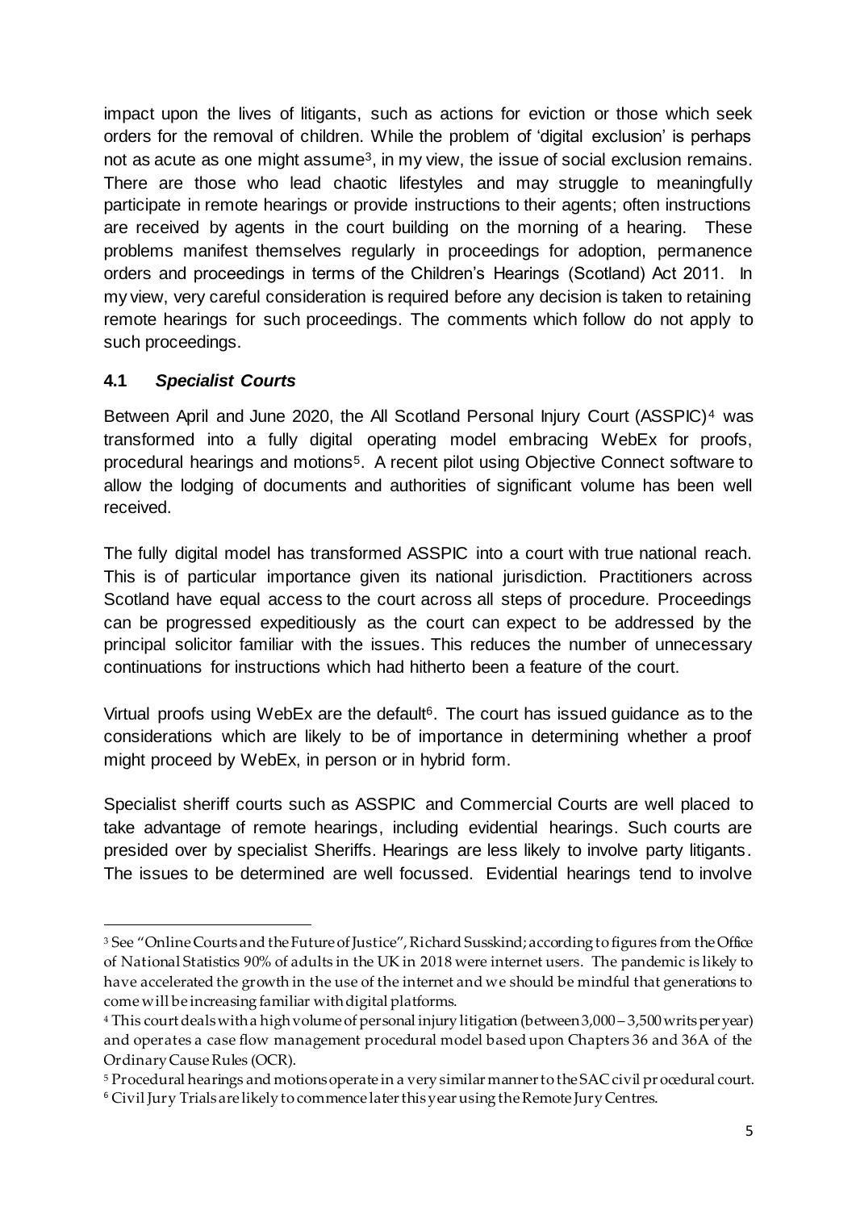impact upon the lives of litigants, such as actions for eviction or those which seek orders for the removal of children. While the problem of 'digital exclusion' is perhaps not as acute as one might assume[3], in my view, the issue of social exclusion remains. There are those who lead chaotic lifestyles and may struggle to meaningfully participate in remote hearings or provide instructions to their agents; often instructions are received by agents in the court building on the morning of a hearing. These problems manifest themselves regularly in proceedings for adoption, permanence orders and proceedings in terms of the Children's Hearings (Scotland) Act 2011. In my view, very careful consideration is required before any decision is taken to retaining remote hearings for such proceedings. The comments which follow do not apply to such proceedings.

### 4.1 *Specialist Courts*

Between April and June 2020, the All Scotland Personal Injury Court (ASSPIC)[4] was transformed into a fully digital operating model embracing WebEx for proofs, procedural hearings and motions[5]. A recent pilot using Objective Connect software to allow the lodging of documents and authorities of significant volume has been well received.

The fully digital model has transformed ASSPIC into a court with true national reach. This is of particular importance given its national jurisdiction. Practitioners across Scotland have equal access to the court across all steps of procedure. Proceedings can be progressed expeditiously as the court can expect to be addressed by the principal solicitor familiar with the issues. This reduces the number of unnecessary continuations for instructions which had hitherto been a feature of the court.

Virtual proofs using WebEx are the default[6]. The court has issued guidance as to the considerations which are likely to be of importance in determining whether a proof might proceed by WebEx, in person or in hybrid form.

Specialist sheriff courts such as ASSPIC and Commercial Courts are well placed to take advantage of remote hearings, including evidential hearings. Such courts are presided over by specialist Sheriffs. Hearings are less likely to involve party litigants. The issues to be determined are well focussed. Evidential hearings tend to involve

---

[3] See "Online Courts and the Future of Justice", Richard Susskind; according to figures from the Office of National Statistics 90% of adults in the UK in 2018 were internet users. The pandemic is likely to have accelerated the growth in the use of the internet and we should be mindful that generations to come will be increasing familiar with digital platforms.

[4] This court deals with a high volume of personal injury litigation (between 3,000 – 3,500 writs per year) and operates a case flow management procedural model based upon Chapters 36 and 36A of the Ordinary Cause Rules (OCR).

[5] Procedural hearings and motions operate in a very similar manner to the SAC civil procedural court.

[6] Civil Jury Trials are likely to commence later this year using the Remote Jury Centres.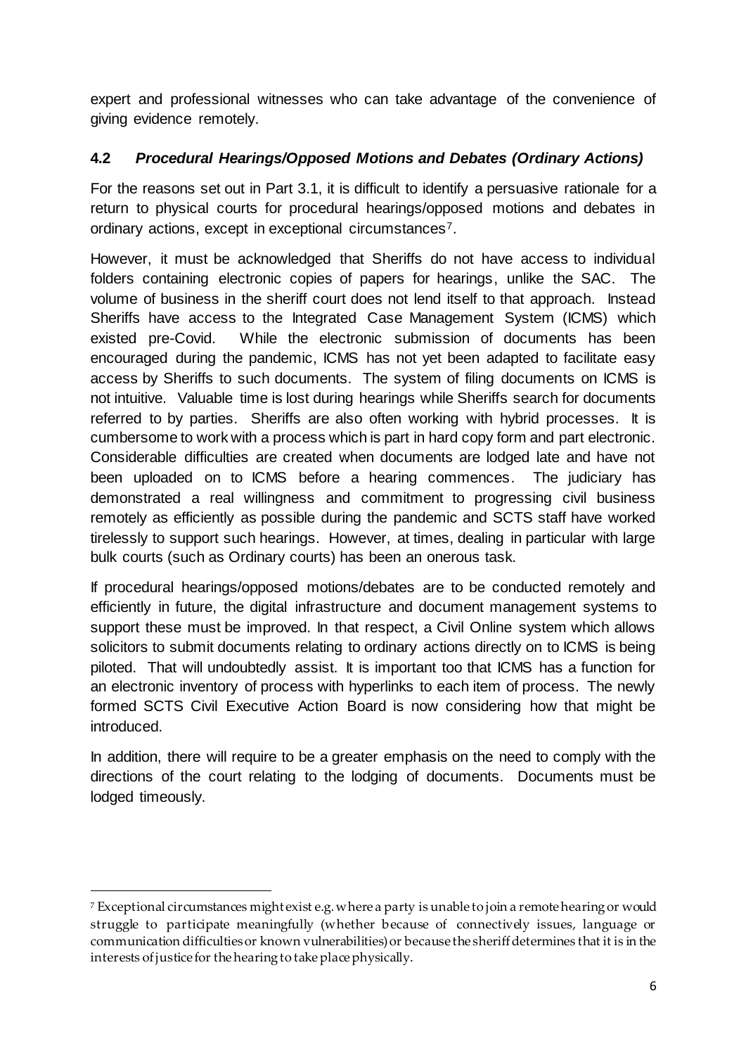expert and professional witnesses who can take advantage of the convenience of giving evidence remotely.

### 4.2 *Procedural Hearings/Opposed Motions and Debates (Ordinary Actions)*

For the reasons set out in Part 3.1, it is difficult to identify a persuasive rationale for a return to physical courts for procedural hearings/opposed motions and debates in ordinary actions, except in exceptional circumstances[7].

However, it must be acknowledged that Sheriffs do not have access to individual folders containing electronic copies of papers for hearings, unlike the SAC. The volume of business in the sheriff court does not lend itself to that approach. Instead Sheriffs have access to the Integrated Case Management System (ICMS) which existed pre-Covid. While the electronic submission of documents has been encouraged during the pandemic, ICMS has not yet been adapted to facilitate easy access by Sheriffs to such documents. The system of filing documents on ICMS is not intuitive. Valuable time is lost during hearings while Sheriffs search for documents referred to by parties. Sheriffs are also often working with hybrid processes. It is cumbersome to work with a process which is part in hard copy form and part electronic. Considerable difficulties are created when documents are lodged late and have not been uploaded on to ICMS before a hearing commences. The judiciary has demonstrated a real willingness and commitment to progressing civil business remotely as efficiently as possible during the pandemic and SCTS staff have worked tirelessly to support such hearings. However, at times, dealing in particular with large bulk courts (such as Ordinary courts) has been an onerous task.

If procedural hearings/opposed motions/debates are to be conducted remotely and efficiently in future, the digital infrastructure and document management systems to support these must be improved. In that respect, a Civil Online system which allows solicitors to submit documents relating to ordinary actions directly on to ICMS is being piloted. That will undoubtedly assist. It is important too that ICMS has a function for an electronic inventory of process with hyperlinks to each item of process. The newly formed SCTS Civil Executive Action Board is now considering how that might be introduced.

In addition, there will require to be a greater emphasis on the need to comply with the directions of the court relating to the lodging of documents. Documents must be lodged timeously.

[7] Exceptional circumstances might exist e.g. where a party is unable to join a remote hearing or would struggle to participate meaningfully (whether because of connectively issues, language or communication difficulties or known vulnerabilities) or because the sheriff determines that it is in the interests of justice for the hearing to take place physically.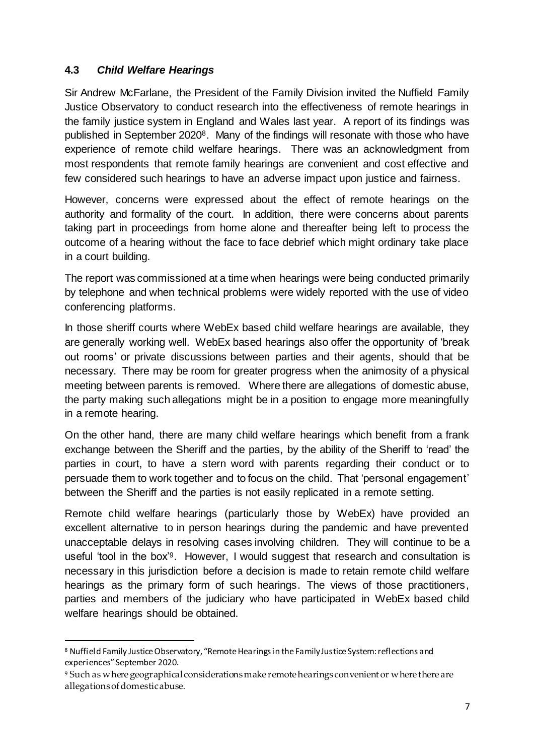### 4.3 *Child Welfare Hearings*

Sir Andrew McFarlane, the President of the Family Division invited the Nuffield Family Justice Observatory to conduct research into the effectiveness of remote hearings in the family justice system in England and Wales last year. A report of its findings was published in September 2020[8]. Many of the findings will resonate with those who have experience of remote child welfare hearings. There was an acknowledgment from most respondents that remote family hearings are convenient and cost effective and few considered such hearings to have an adverse impact upon justice and fairness.

However, concerns were expressed about the effect of remote hearings on the authority and formality of the court. In addition, there were concerns about parents taking part in proceedings from home alone and thereafter being left to process the outcome of a hearing without the face to face debrief which might ordinary take place in a court building.

The report was commissioned at a time when hearings were being conducted primarily by telephone and when technical problems were widely reported with the use of video conferencing platforms.

In those sheriff courts where WebEx based child welfare hearings are available, they are generally working well. WebEx based hearings also offer the opportunity of 'break out rooms' or private discussions between parties and their agents, should that be necessary. There may be room for greater progress when the animosity of a physical meeting between parents is removed. Where there are allegations of domestic abuse, the party making such allegations might be in a position to engage more meaningfully in a remote hearing.

On the other hand, there are many child welfare hearings which benefit from a frank exchange between the Sheriff and the parties, by the ability of the Sheriff to 'read' the parties in court, to have a stern word with parents regarding their conduct or to persuade them to work together and to focus on the child. That 'personal engagement' between the Sheriff and the parties is not easily replicated in a remote setting.

Remote child welfare hearings (particularly those by WebEx) have provided an excellent alternative to in person hearings during the pandemic and have prevented unacceptable delays in resolving cases involving children. They will continue to be a useful 'tool in the box'[9]. However, I would suggest that research and consultation is necessary in this jurisdiction before a decision is made to retain remote child welfare hearings as the primary form of such hearings. The views of those practitioners, parties and members of the judiciary who have participated in WebEx based child welfare hearings should be obtained.

---

[8] Nuffield Family Justice Observatory, "Remote Hearings in the Family Justice System: reflections and experiences" September 2020.

[9] Such as where geographical considerations make remote hearings convenient or where there are allegations of domestic abuse.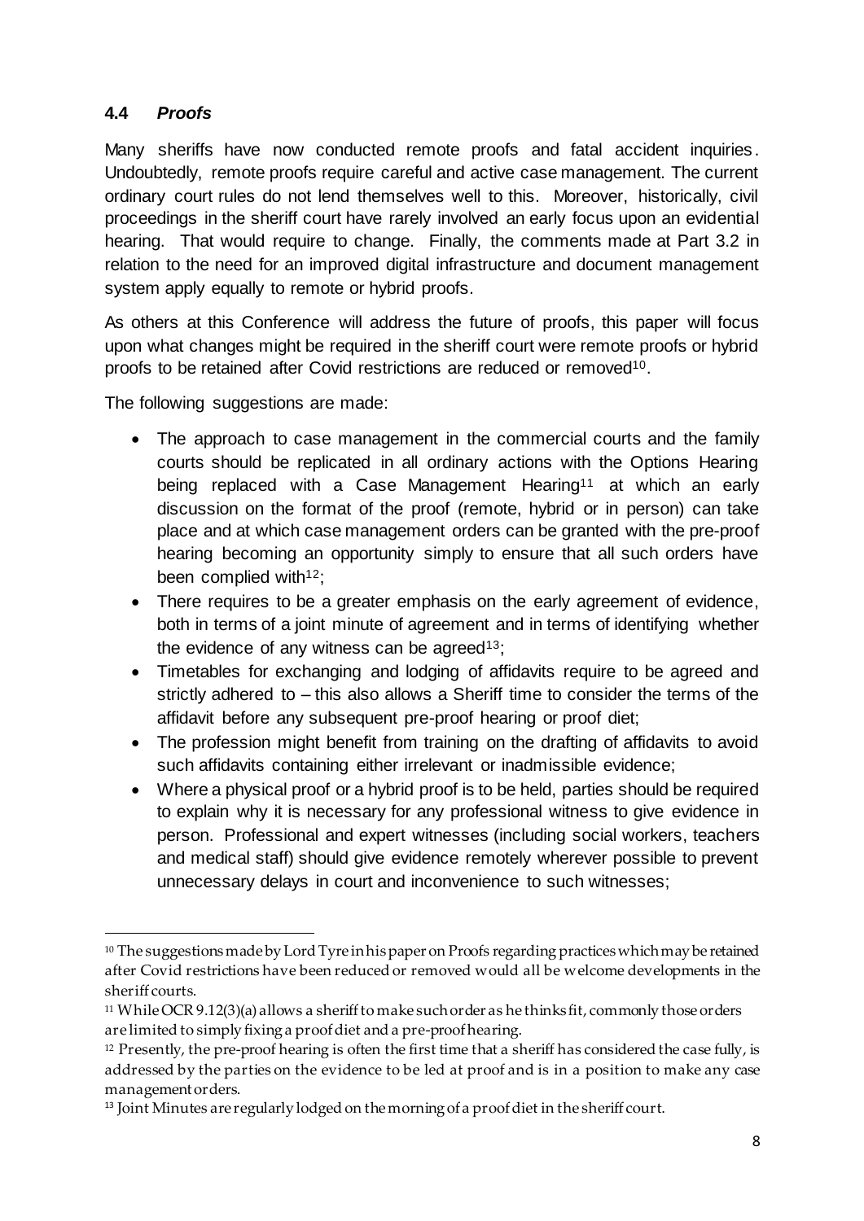## 4.4 *Proofs*

Many sheriffs have now conducted remote proofs and fatal accident inquiries. Undoubtedly, remote proofs require careful and active case management. The current ordinary court rules do not lend themselves well to this. Moreover, historically, civil proceedings in the sheriff court have rarely involved an early focus upon an evidential hearing. That would require to change. Finally, the comments made at Part 3.2 in relation to the need for an improved digital infrastructure and document management system apply equally to remote or hybrid proofs.

As others at this Conference will address the future of proofs, this paper will focus upon what changes might be required in the sheriff court were remote proofs or hybrid proofs to be retained after Covid restrictions are reduced or removed[10].

The following suggestions are made:

- The approach to case management in the commercial courts and the family courts should be replicated in all ordinary actions with the Options Hearing being replaced with a Case Management Hearing[11] at which an early discussion on the format of the proof (remote, hybrid or in person) can take place and at which case management orders can be granted with the pre-proof hearing becoming an opportunity simply to ensure that all such orders have been complied with[12];
- There requires to be a greater emphasis on the early agreement of evidence, both in terms of a joint minute of agreement and in terms of identifying whether the evidence of any witness can be agreed[13];
- Timetables for exchanging and lodging of affidavits require to be agreed and strictly adhered to – this also allows a Sheriff time to consider the terms of the affidavit before any subsequent pre-proof hearing or proof diet;
- The profession might benefit from training on the drafting of affidavits to avoid such affidavits containing either irrelevant or inadmissible evidence;
- Where a physical proof or a hybrid proof is to be held, parties should be required to explain why it is necessary for any professional witness to give evidence in person. Professional and expert witnesses (including social workers, teachers and medical staff) should give evidence remotely wherever possible to prevent unnecessary delays in court and inconvenience to such witnesses;

---

[10] The suggestions made by Lord Tyre in his paper on Proofs regarding practices which may be retained after Covid restrictions have been reduced or removed would all be welcome developments in the sheriff courts.

[11] While OCR 9.12(3)(a) allows a sheriff to make such order as he thinks fit, commonly those orders are limited to simply fixing a proof diet and a pre-proof hearing.

[12] Presently, the pre-proof hearing is often the first time that a sheriff has considered the case fully, is addressed by the parties on the evidence to be led at proof and is in a position to make any case management orders.

[13] Joint Minutes are regularly lodged on the morning of a proof diet in the sheriff court.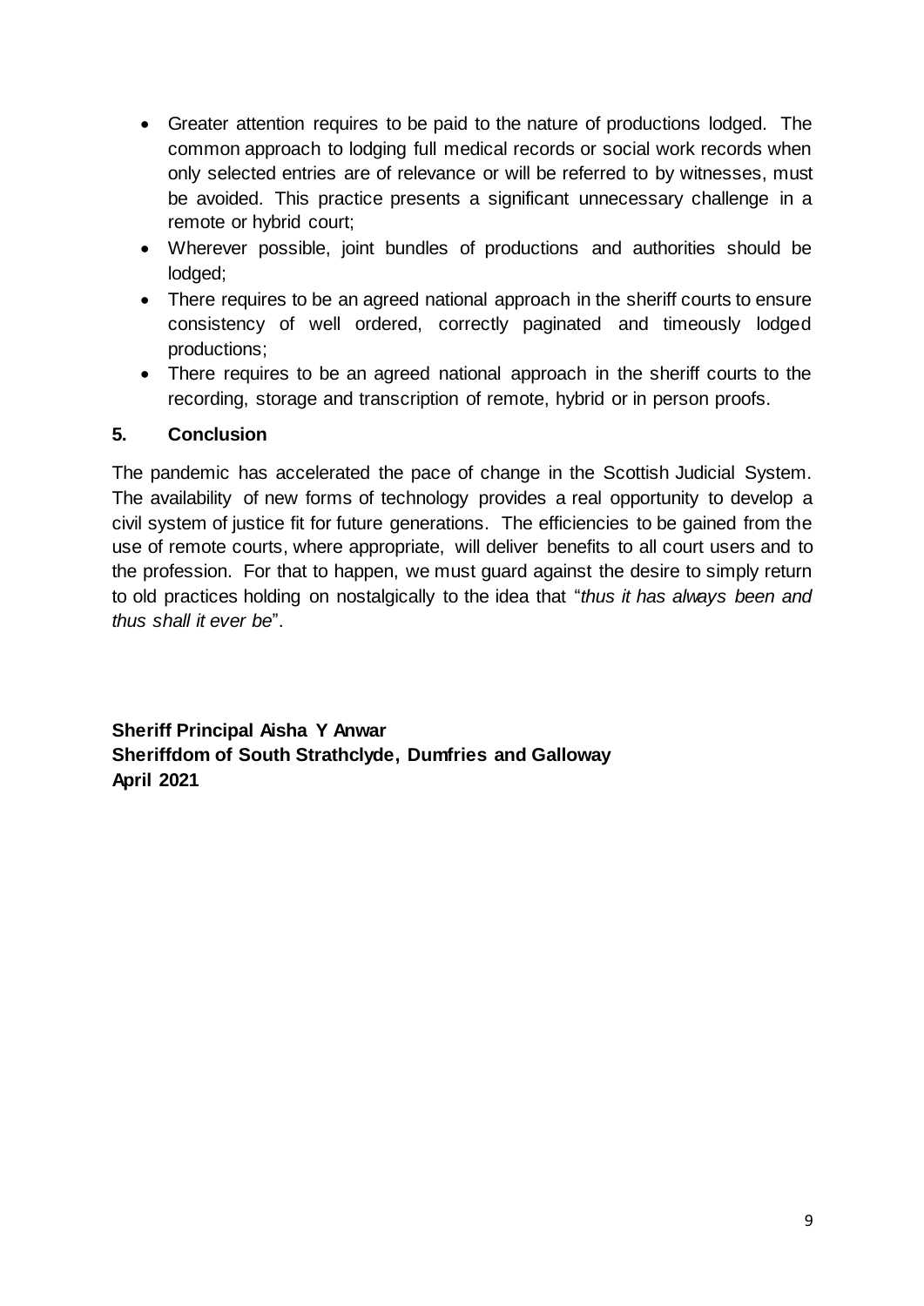- Greater attention requires to be paid to the nature of productions lodged. The common approach to lodging full medical records or social work records when only selected entries are of relevance or will be referred to by witnesses, must be avoided. This practice presents a significant unnecessary challenge in a remote or hybrid court;
- Wherever possible, joint bundles of productions and authorities should be lodged;
- There requires to be an agreed national approach in the sheriff courts to ensure consistency of well ordered, correctly paginated and timeously lodged productions;
- There requires to be an agreed national approach in the sheriff courts to the recording, storage and transcription of remote, hybrid or in person proofs.

## 5. Conclusion

The pandemic has accelerated the pace of change in the Scottish Judicial System. The availability of new forms of technology provides a real opportunity to develop a civil system of justice fit for future generations. The efficiencies to be gained from the use of remote courts, where appropriate, will deliver benefits to all court users and to the profession. For that to happen, we must guard against the desire to simply return to old practices holding on nostalgically to the idea that "*thus it has always been and thus shall it ever be*".

**Sheriff Principal Aisha Y Anwar**
**Sheriffdom of South Strathclyde, Dumfries and Galloway**
**April 2021**